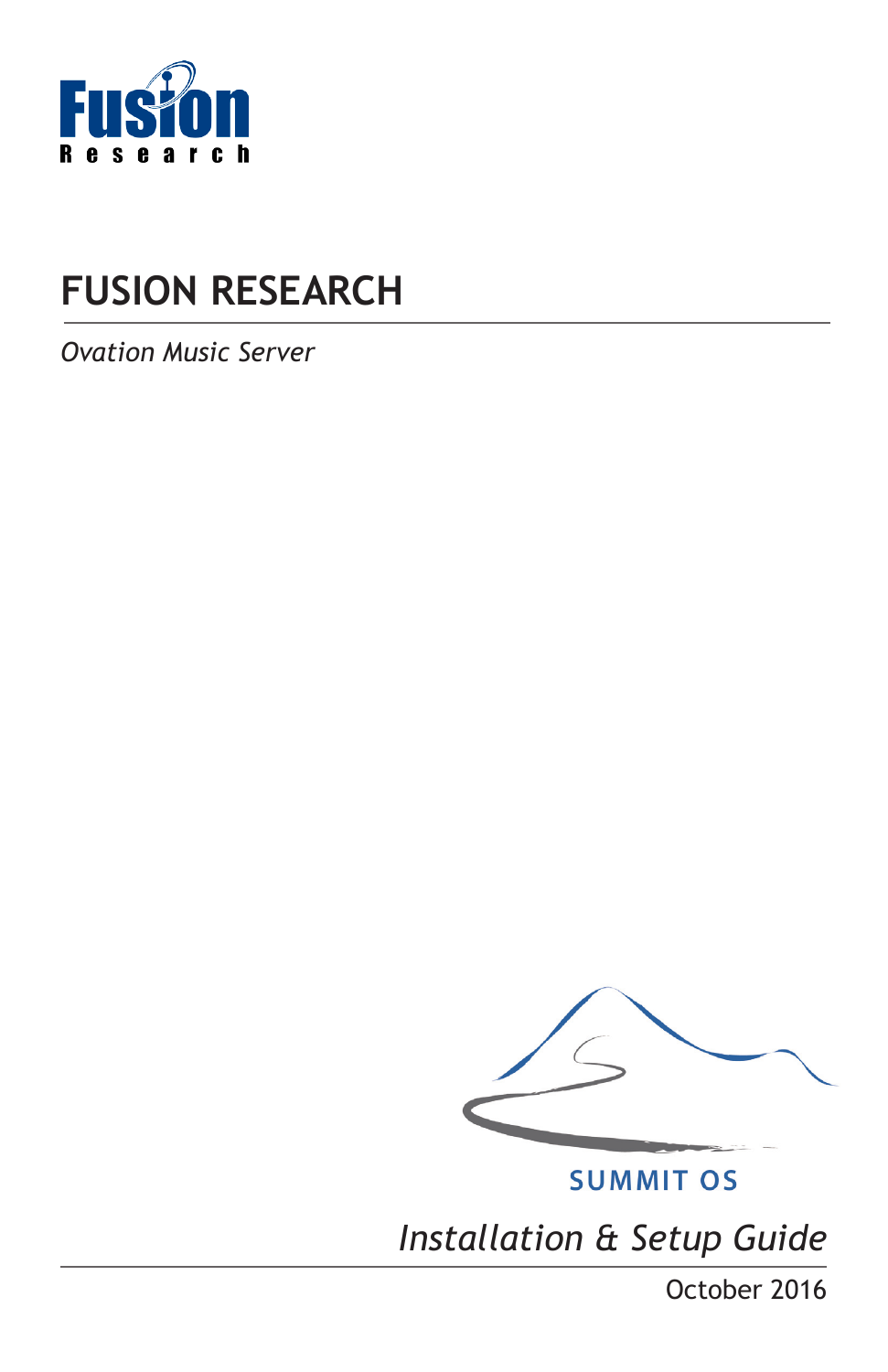Fusion Research

# FUSION RESEARCH

*Ovation Music Server*

**SUMMIT OS**

*Installation & Setup Guide*

October 2016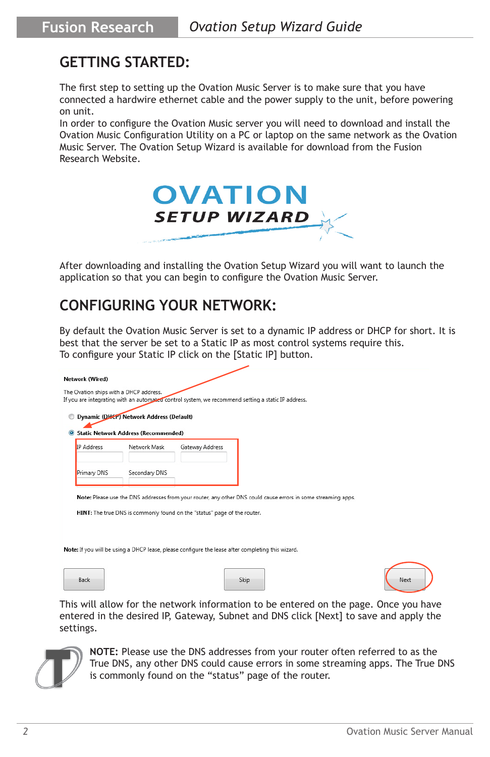## GETTING STARTED:

The first step to setting up the Ovation Music Server is to make sure that you have connected a hardwire ethernet cable and the power supply to the unit, before powering on unit.
In order to configure the Ovation Music server you will need to download and install the Ovation Music Configuration Utility on a PC or laptop on the same network as the Ovation Music Server. The Ovation Setup Wizard is available for download from the Fusion Research Website.

After downloading and installing the Ovation Setup Wizard you will want to launch the application so that you can begin to configure the Ovation Music Server.

## CONFIGURING YOUR NETWORK:

By default the Ovation Music Server is set to a dynamic IP address or DHCP for short. It is best that the server be set to a Static IP as most control systems require this.
To configure your Static IP click on the [Static IP] button.

This will allow for the network information to be entered on the page. Once you have entered in the desired IP, Gateway, Subnet and DNS click [Next] to save and apply the settings.

**NOTE:** Please use the DNS addresses from your router often referred to as the True DNS, any other DNS could cause errors in some streaming apps. The True DNS is commonly found on the “status” page of the router.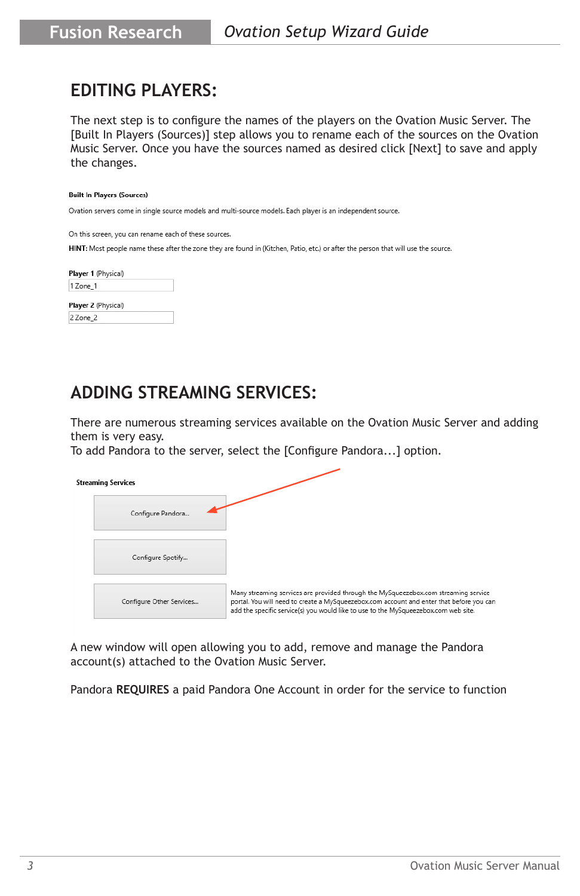## EDITING PLAYERS:

The next step is to configure the names of the players on the Ovation Music Server. The [Built In Players (Sources)] step allows you to rename each of the sources on the Ovation Music Server. Once you have the sources named as desired click [Next] to save and apply the changes.

**Built In Players (Sources)**

Ovation servers come in single source models and multi-source models. Each player is an independent source.

On this screen, you can rename each of these sources.

**HINT:** Most people name these after the zone they are found in (Kitchen, Patio, etc.) or after the person that will use the source.

**Player 1** (Physical)

1 Zone_1

**Player 2** (Physical)

2 Zone_2

## ADDING STREAMING SERVICES:

There are numerous streaming services available on the Ovation Music Server and adding them is very easy.
To add Pandora to the server, select the [Configure Pandora...] option.

**Streaming Services**

Configure Pandora...

Configure Spotify...

Configure Other Services...

Many streaming services are provided through the MySqueezebox.com streaming service portal. You will need to create a MySqueezebox.com account and enter that before you can add the specific service(s) you would like to use to the MySqueezebox.com web site.

A new window will open allowing you to add, remove and manage the Pandora account(s) attached to the Ovation Music Server.

Pandora **REQUIRES** a paid Pandora One Account in order for the service to function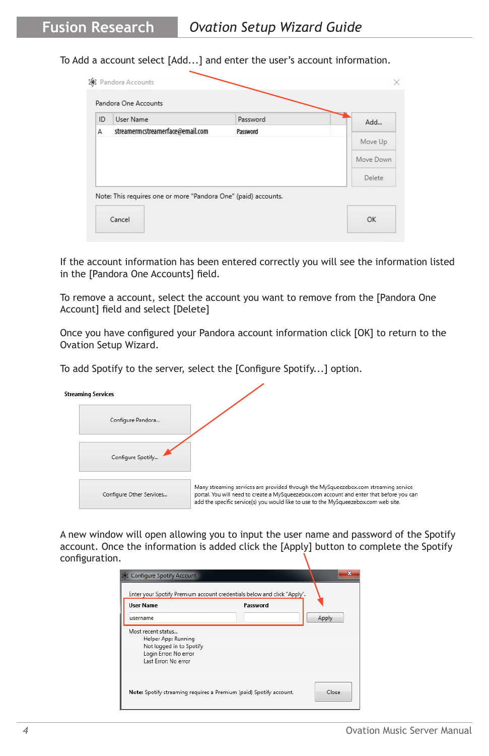To Add a account select [Add...] and enter the user's account information.

If the account information has been entered correctly you will see the information listed in the [Pandora One Accounts] field.

To remove a account, select the account you want to remove from the [Pandora One Account] field and select [Delete]

Once you have configured your Pandora account information click [OK] to return to the Ovation Setup Wizard.

To add Spotify to the server, select the [Configure Spotify...] option.

A new window will open allowing you to input the user name and password of the Spotify account. Once the information is added click the [Apply] button to complete the Spotify configuration.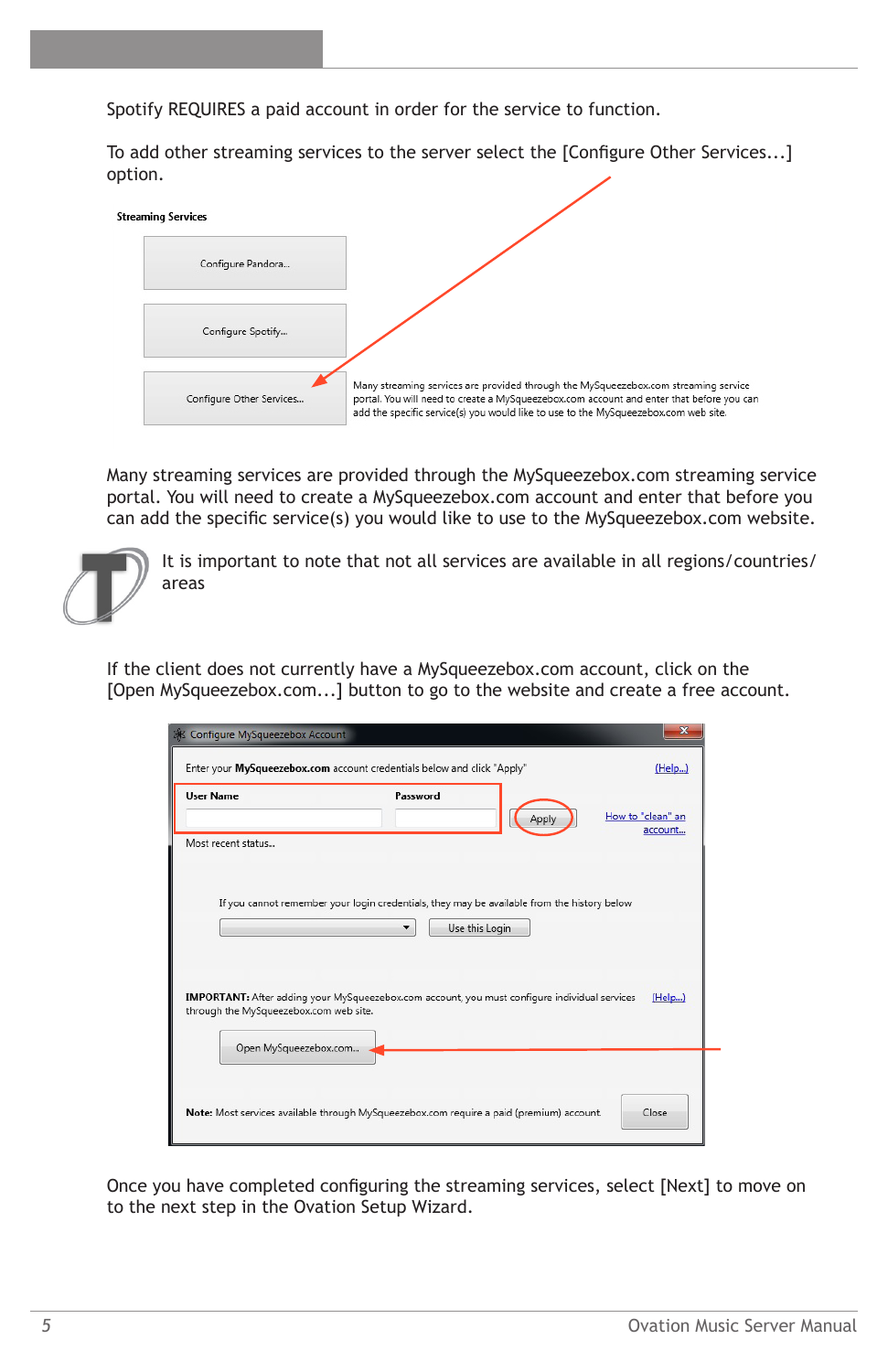Spotify REQUIRES a paid account in order for the service to function.

To add other streaming services to the server select the [Configure Other Services...] option.

**Streaming Services**

Configure Pandora...

Configure Spotify...

Configure Other Services...

Many streaming services are provided through the MySqueezebox.com streaming service portal. You will need to create a MySqueezebox.com account and enter that before you can add the specific service(s) you would like to use to the MySqueezebox.com web site.

Many streaming services are provided through the MySqueezebox.com streaming service portal. You will need to create a MySqueezebox.com account and enter that before you can add the specific service(s) you would like to use to the MySqueezebox.com website.

It is important to note that not all services are available in all regions/countries/areas

If the client does not currently have a MySqueezebox.com account, click on the [Open MySqueezebox.com...] button to go to the website and create a free account.

Configure MySqueezebox Account

Enter your **MySqueezebox.com** account credentials below and click "Apply" [Help...]

**User Name** **Password** Apply How to "clean" an account...

Most recent status...

If you cannot remember your login credentials, they may be available from the history below

Use this Login

**IMPORTANT:** After adding your MySqueezebox.com account, you must configure individual services through the MySqueezebox.com web site. [Help...]

Open MySqueezebox.com...

**Note:** Most services available through MySqueezebox.com require a paid (premium) account. Close

Once you have completed configuring the streaming services, select [Next] to move on to the next step in the Ovation Setup Wizard.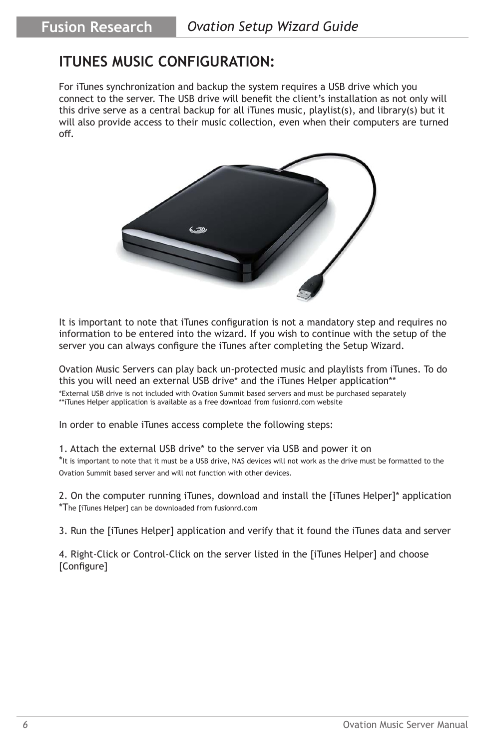# ITUNES MUSIC CONFIGURATION:

For iTunes synchronization and backup the system requires a USB drive which you connect to the server. The USB drive will benefit the client's installation as not only will this drive serve as a central backup for all iTunes music, playlist(s), and library(s) but it will also provide access to their music collection, even when their computers are turned off.

It is important to note that iTunes configuration is not a mandatory step and requires no information to be entered into the wizard. If you wish to continue with the setup of the server you can always configure the iTunes after completing the Setup Wizard.

Ovation Music Servers can play back un-protected music and playlists from iTunes. To do this you will need an external USB drive* and the iTunes Helper application**

*External USB drive is not included with Ovation Summit based servers and must be purchased separately
**iTunes Helper application is available as a free download from fusionrd.com website

In order to enable iTunes access complete the following steps:

1. Attach the external USB drive* to the server via USB and power it on
*It is important to note that it must be a USB drive, NAS devices will not work as the drive must be formatted to the Ovation Summit based server and will not function with other devices.

2. On the computer running iTunes, download and install the [iTunes Helper]* application
*The [iTunes Helper] can be downloaded from fusionrd.com

3. Run the [iTunes Helper] application and verify that it found the iTunes data and server

4. Right-Click or Control-Click on the server listed in the [iTunes Helper] and choose [Configure]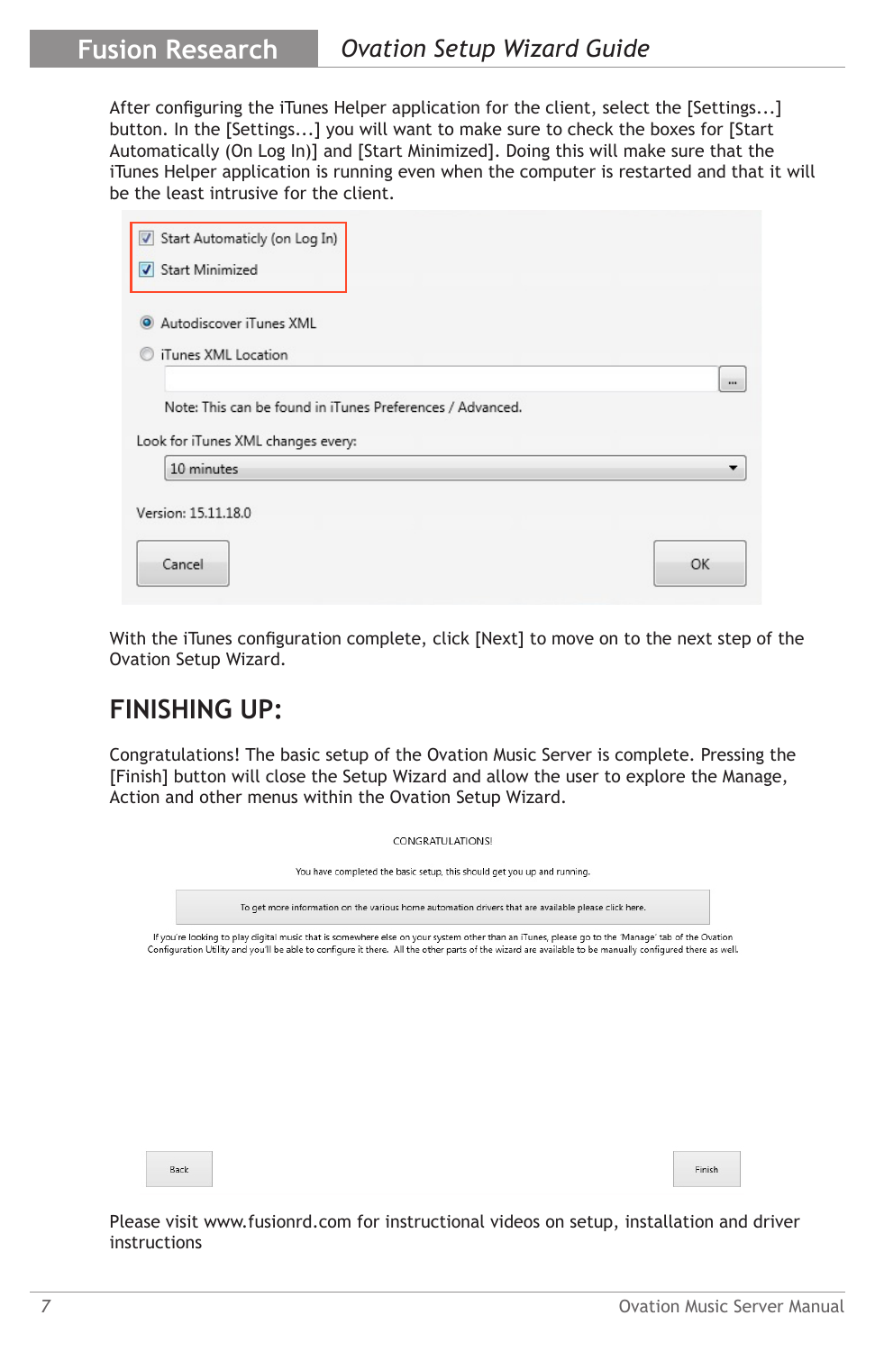After configuring the iTunes Helper application for the client, select the [Settings...] button. In the [Settings...] you will want to make sure to check the boxes for [Start Automatically (On Log In)] and [Start Minimized]. Doing this will make sure that the iTunes Helper application is running even when the computer is restarted and that it will be the least intrusive for the client.

With the iTunes configuration complete, click [Next] to move on to the next step of the Ovation Setup Wizard.

## FINISHING UP:

Congratulations! The basic setup of the Ovation Music Server is complete. Pressing the [Finish] button will close the Setup Wizard and allow the user to explore the Manage, Action and other menus within the Ovation Setup Wizard.

Please visit www.fusionrd.com for instructional videos on setup, installation and driver instructions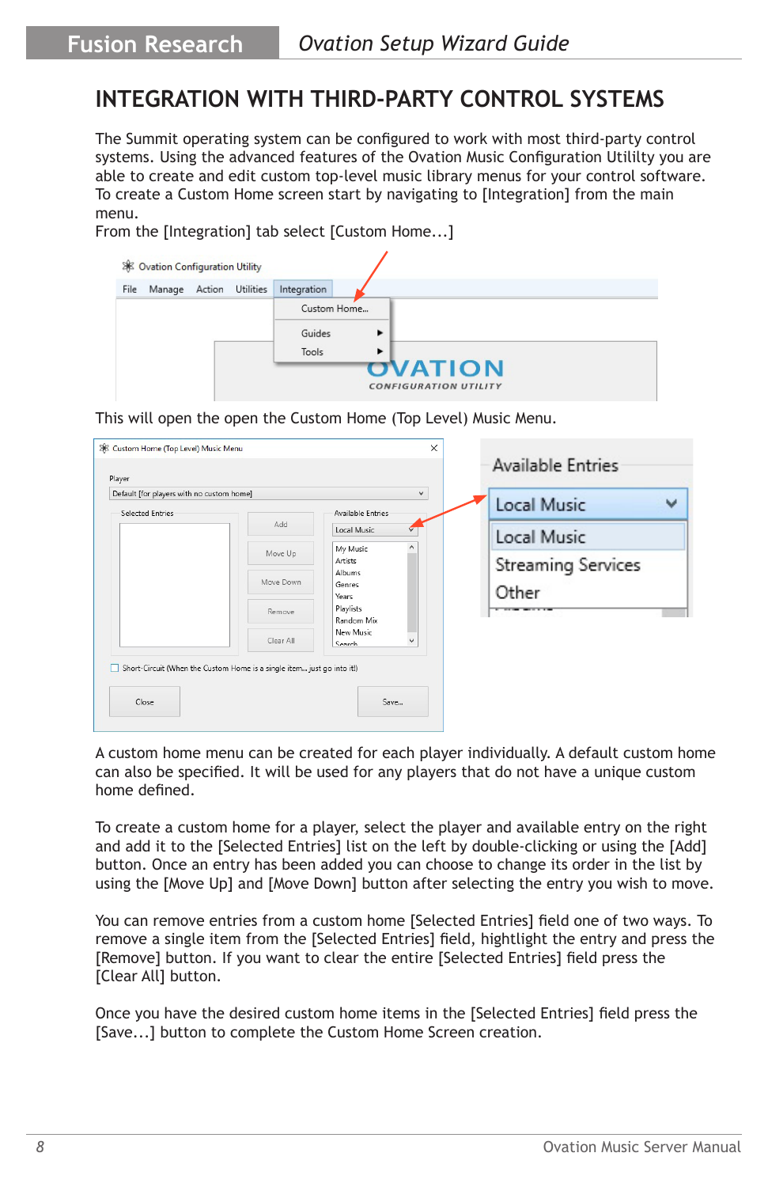# INTEGRATION WITH THIRD-PARTY CONTROL SYSTEMS

The Summit operating system can be configured to work with most third-party control systems. Using the advanced features of the Ovation Music Configuration Utililty you are able to create and edit custom top-level music library menus for your control software. To create a Custom Home screen start by navigating to [Integration] from the main menu.
From the [Integration] tab select [Custom Home...]

This will open the open the Custom Home (Top Level) Music Menu.

A custom home menu can be created for each player individually. A default custom home can also be specified. It will be used for any players that do not have a unique custom home defined.

To create a custom home for a player, select the player and available entry on the right and add it to the [Selected Entries] list on the left by double-clicking or using the [Add] button. Once an entry has been added you can choose to change its order in the list by using the [Move Up] and [Move Down] button after selecting the entry you wish to move.

You can remove entries from a custom home [Selected Entries] field one of two ways. To remove a single item from the [Selected Entries] field, hightlight the entry and press the [Remove] button. If you want to clear the entire [Selected Entries] field press the [Clear All] button.

Once you have the desired custom home items in the [Selected Entries] field press the [Save...] button to complete the Custom Home Screen creation.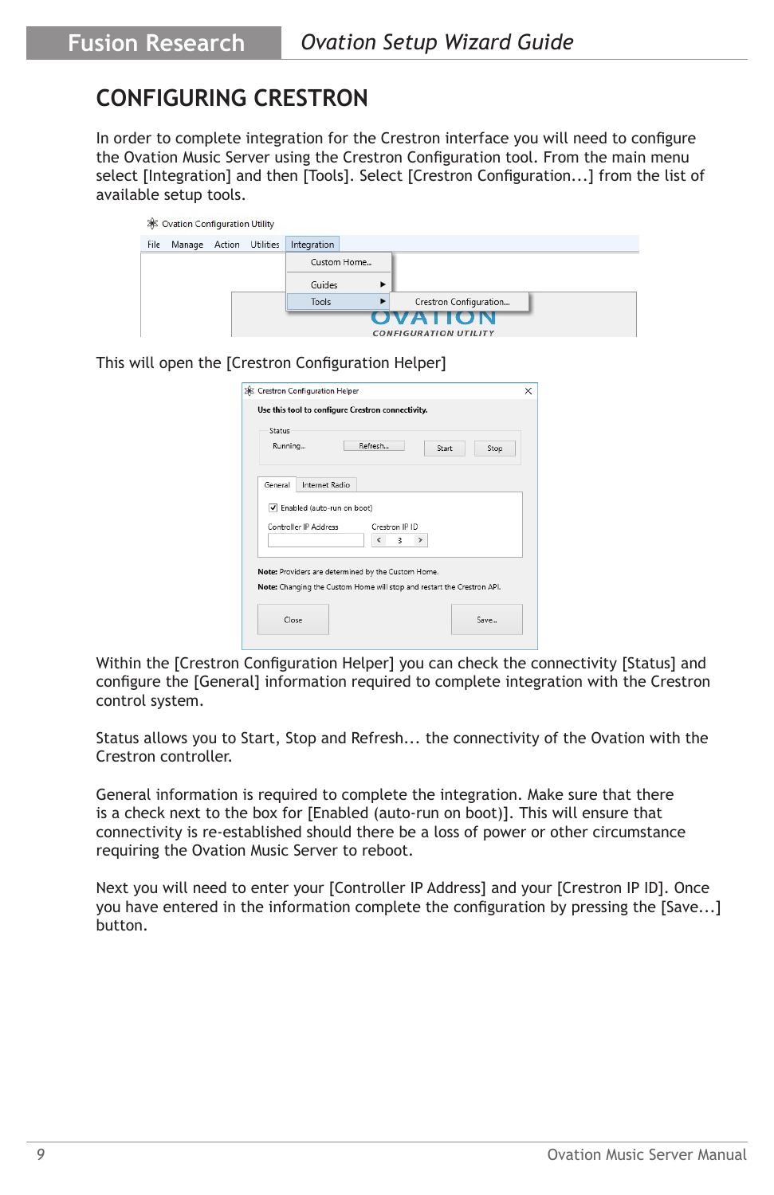## CONFIGURING CRESTRON

In order to complete integration for the Crestron interface you will need to configure the Ovation Music Server using the Crestron Configuration tool. From the main menu select [Integration] and then [Tools]. Select [Crestron Configuration...] from the list of available setup tools.

This will open the [Crestron Configuration Helper]

Within the [Crestron Configuration Helper] you can check the connectivity [Status] and configure the [General] information required to complete integration with the Crestron control system.

Status allows you to Start, Stop and Refresh... the connectivity of the Ovation with the Crestron controller.

General information is required to complete the integration. Make sure that there is a check next to the box for [Enabled (auto-run on boot)]. This will ensure that connectivity is re-established should there be a loss of power or other circumstance requiring the Ovation Music Server to reboot.

Next you will need to enter your [Controller IP Address] and your [Crestron IP ID]. Once you have entered in the information complete the configuration by pressing the [Save...] button.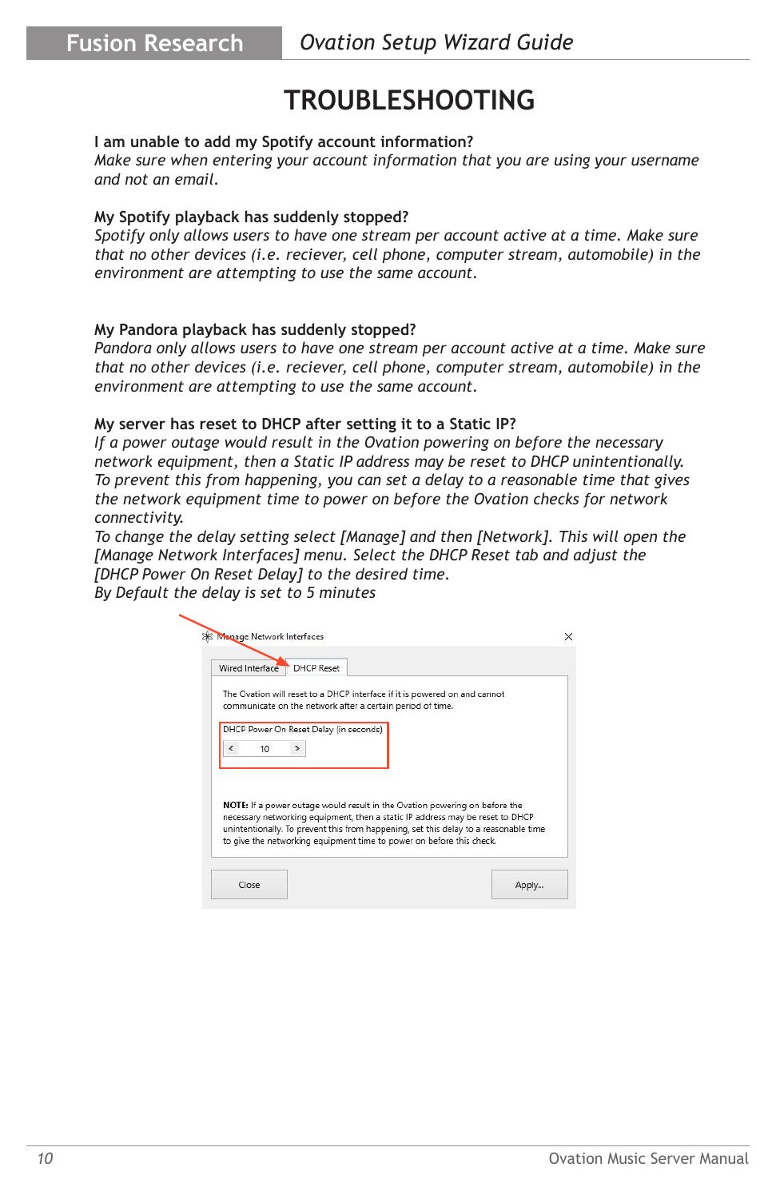# TROUBLESHOOTING

**I am unable to add my Spotify account information?**
*Make sure when entering your account information that you are using your username and not an email.*

**My Spotify playback has suddenly stopped?**
*Spotify only allows users to have one stream per account active at a time. Make sure that no other devices (i.e. reciever, cell phone, computer stream, automobile) in the environment are attempting to use the same account.*

**My Pandora playback has suddenly stopped?**
*Pandora only allows users to have one stream per account active at a time. Make sure that no other devices (i.e. reciever, cell phone, computer stream, automobile) in the environment are attempting to use the same account.*

**My server has reset to DHCP after setting it to a Static IP?**
*If a power outage would result in the Ovation powering on before the necessary network equipment, then a Static IP address may be reset to DHCP unintentionally. To prevent this from happening, you can set a delay to a reasonable time that gives the network equipment time to power on before the Ovation checks for network connectivity.*
*To change the delay setting select [Manage] and then [Network]. This will open the [Manage Network Interfaces] menu. Select the DHCP Reset tab and adjust the [DHCP Power On Reset Delay] to the desired time.*
*By Default the delay is set to 5 minutes*

Manage Network Interfaces

Wired Interface | DHCP Reset

The Ovation will reset to a DHCP interface if it is powered on and cannot communicate on the network after a certain period of time.

DHCP Power On Reset Delay (in seconds)

10

**NOTE:** If a power outage would result in the Ovation powering on before the necessary networking equipment, then a static IP address may be reset to DHCP unintentionally. To prevent this from happening, set this delay to a reasonable time to give the networking equipment time to power on before this check.

Close

Apply...